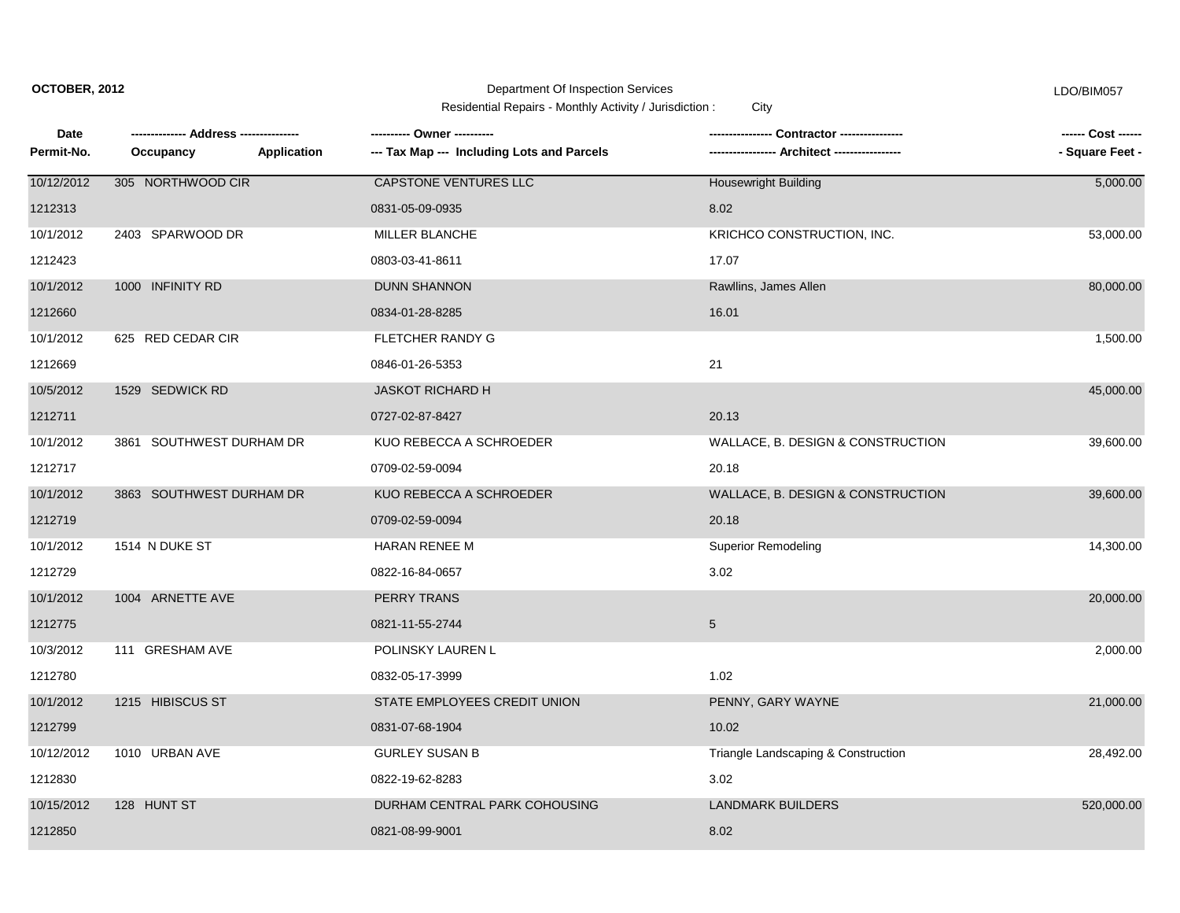**OCTOBER, 2012**

Department Of Inspection Services

Residential Repairs - Monthly Activity / Jurisdiction : City

LDO/BIM057

| Date / Permit-No. | Address / Occupancy / Application | Owner / Tax Map --- Including Lots and Parcels | Contractor / Architect | Cost / Square Feet |
|---|---|---|---|---|
| 10/12/2012 | 305 NORTHWOOD CIR | CAPSTONE VENTURES LLC | Housewright Building | 5,000.00 |
| 1212313 | | 0831-05-09-0935 | 8.02 | |
| 10/1/2012 | 2403 SPARWOOD DR | MILLER BLANCHE | KRICHCO CONSTRUCTION, INC. | 53,000.00 |
| 1212423 | | 0803-03-41-8611 | 17.07 | |
| 10/1/2012 | 1000 INFINITY RD | DUNN SHANNON | Rawllins, James Allen | 80,000.00 |
| 1212660 | | 0834-01-28-8285 | 16.01 | |
| 10/1/2012 | 625 RED CEDAR CIR | FLETCHER RANDY G | | 1,500.00 |
| 1212669 | | 0846-01-26-5353 | 21 | |
| 10/5/2012 | 1529 SEDWICK RD | JASKOT RICHARD H | | 45,000.00 |
| 1212711 | | 0727-02-87-8427 | 20.13 | |
| 10/1/2012 | 3861 SOUTHWEST DURHAM DR | KUO REBECCA A SCHROEDER | WALLACE, B. DESIGN & CONSTRUCTION | 39,600.00 |
| 1212717 | | 0709-02-59-0094 | 20.18 | |
| 10/1/2012 | 3863 SOUTHWEST DURHAM DR | KUO REBECCA A SCHROEDER | WALLACE, B. DESIGN & CONSTRUCTION | 39,600.00 |
| 1212719 | | 0709-02-59-0094 | 20.18 | |
| 10/1/2012 | 1514 N DUKE ST | HARAN RENEE M | Superior Remodeling | 14,300.00 |
| 1212729 | | 0822-16-84-0657 | 3.02 | |
| 10/1/2012 | 1004 ARNETTE AVE | PERRY TRANS | | 20,000.00 |
| 1212775 | | 0821-11-55-2744 | 5 | |
| 10/3/2012 | 111 GRESHAM AVE | POLINSKY LAUREN L | | 2,000.00 |
| 1212780 | | 0832-05-17-3999 | 1.02 | |
| 10/1/2012 | 1215 HIBISCUS ST | STATE EMPLOYEES CREDIT UNION | PENNY, GARY WAYNE | 21,000.00 |
| 1212799 | | 0831-07-68-1904 | 10.02 | |
| 10/12/2012 | 1010 URBAN AVE | GURLEY SUSAN B | Triangle Landscaping & Construction | 28,492.00 |
| 1212830 | | 0822-19-62-8283 | 3.02 | |
| 10/15/2012 | 128 HUNT ST | DURHAM CENTRAL PARK COHOUSING | LANDMARK BUILDERS | 520,000.00 |
| 1212850 | | 0821-08-99-9001 | 8.02 | |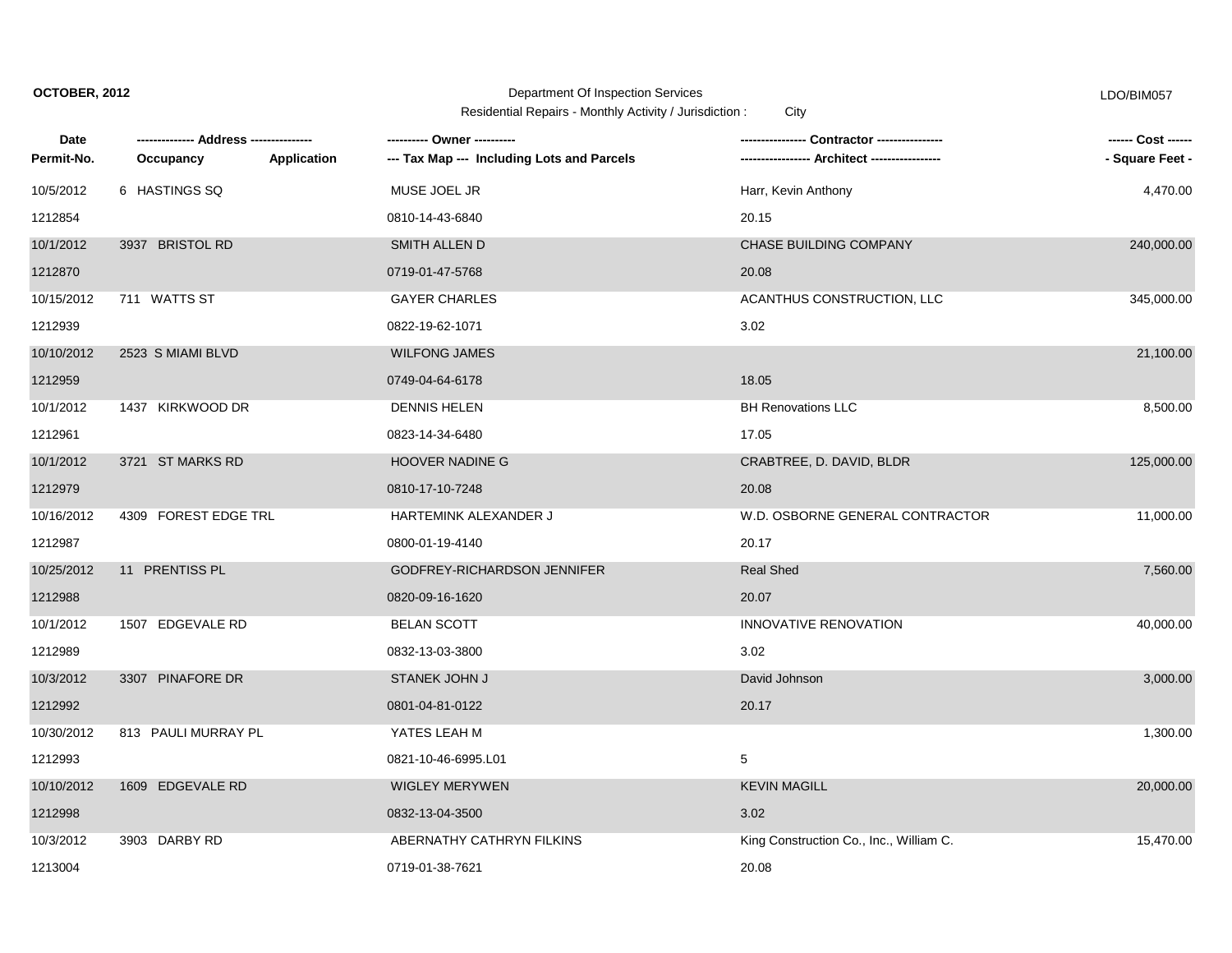**OCTOBER, 2012**

Department Of Inspection Services

Residential Repairs - Monthly Activity / Jurisdiction : City

LDO/BIM057

| Date / Permit-No. | Address / Occupancy | Application | Owner / Tax Map (Including Lots and Parcels) | Contractor / Architect | Cost / Square Feet |
|---|---|---|---|---|---|
| 10/5/2012 | 6 HASTINGS SQ | | MUSE JOEL JR | Harr, Kevin Anthony | 4,470.00 |
| 1212854 | | | 0810-14-43-6840 | 20.15 | |
| 10/1/2012 | 3937 BRISTOL RD | | SMITH ALLEN D | CHASE BUILDING COMPANY | 240,000.00 |
| 1212870 | | | 0719-01-47-5768 | 20.08 | |
| 10/15/2012 | 711 WATTS ST | | GAYER CHARLES | ACANTHUS CONSTRUCTION, LLC | 345,000.00 |
| 1212939 | | | 0822-19-62-1071 | 3.02 | |
| 10/10/2012 | 2523 S MIAMI BLVD | | WILFONG JAMES | | 21,100.00 |
| 1212959 | | | 0749-04-64-6178 | 18.05 | |
| 10/1/2012 | 1437 KIRKWOOD DR | | DENNIS HELEN | BH Renovations LLC | 8,500.00 |
| 1212961 | | | 0823-14-34-6480 | 17.05 | |
| 10/1/2012 | 3721 ST MARKS RD | | HOOVER NADINE G | CRABTREE, D. DAVID, BLDR | 125,000.00 |
| 1212979 | | | 0810-17-10-7248 | 20.08 | |
| 10/16/2012 | 4309 FOREST EDGE TRL | | HARTEMINK ALEXANDER J | W.D. OSBORNE GENERAL CONTRACTOR | 11,000.00 |
| 1212987 | | | 0800-01-19-4140 | 20.17 | |
| 10/25/2012 | 11 PRENTISS PL | | GODFREY-RICHARDSON JENNIFER | Real Shed | 7,560.00 |
| 1212988 | | | 0820-09-16-1620 | 20.07 | |
| 10/1/2012 | 1507 EDGEVALE RD | | BELAN SCOTT | INNOVATIVE RENOVATION | 40,000.00 |
| 1212989 | | | 0832-13-03-3800 | 3.02 | |
| 10/3/2012 | 3307 PINAFORE DR | | STANEK JOHN J | David Johnson | 3,000.00 |
| 1212992 | | | 0801-04-81-0122 | 20.17 | |
| 10/30/2012 | 813 PAULI MURRAY PL | | YATES LEAH M | | 1,300.00 |
| 1212993 | | | 0821-10-46-6995.L01 | 5 | |
| 10/10/2012 | 1609 EDGEVALE RD | | WIGLEY MERYWEN | KEVIN MAGILL | 20,000.00 |
| 1212998 | | | 0832-13-04-3500 | 3.02 | |
| 10/3/2012 | 3903 DARBY RD | | ABERNATHY CATHRYN FILKINS | King Construction Co., Inc., William C. | 15,470.00 |
| 1213004 | | | 0719-01-38-7621 | 20.08 | |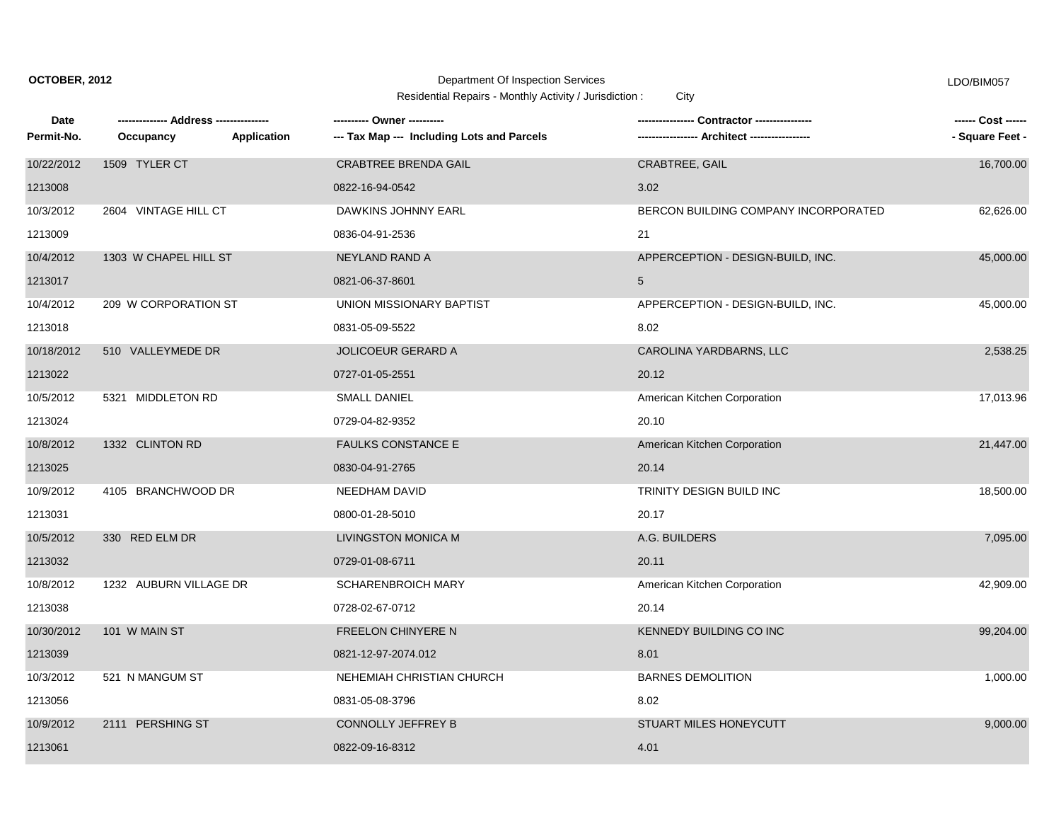**OCTOBER, 2012**

Department Of Inspection Services

Residential Repairs - Monthly Activity / Jurisdiction : City

LDO/BIM057

| Date / Permit-No. | Address / Occupancy / Application | Owner / Tax Map --- Including Lots and Parcels | Contractor / Architect | Cost / Square Feet |
|---|---|---|---|---|
| 10/22/2012 | 1509 TYLER CT | CRABTREE BRENDA GAIL | CRABTREE, GAIL | 16,700.00 |
| 1213008 | | 0822-16-94-0542 | 3.02 | |
| 10/3/2012 | 2604 VINTAGE HILL CT | DAWKINS JOHNNY EARL | BERCON BUILDING COMPANY INCORPORATED | 62,626.00 |
| 1213009 | | 0836-04-91-2536 | 21 | |
| 10/4/2012 | 1303 W CHAPEL HILL ST | NEYLAND RAND A | APPERCEPTION - DESIGN-BUILD, INC. | 45,000.00 |
| 1213017 | | 0821-06-37-8601 | 5 | |
| 10/4/2012 | 209 W CORPORATION ST | UNION MISSIONARY BAPTIST | APPERCEPTION - DESIGN-BUILD, INC. | 45,000.00 |
| 1213018 | | 0831-05-09-5522 | 8.02 | |
| 10/18/2012 | 510 VALLEYMEDE DR | JOLICOEUR GERARD A | CAROLINA YARDBARNS, LLC | 2,538.25 |
| 1213022 | | 0727-01-05-2551 | 20.12 | |
| 10/5/2012 | 5321 MIDDLETON RD | SMALL DANIEL | American Kitchen Corporation | 17,013.96 |
| 1213024 | | 0729-04-82-9352 | 20.10 | |
| 10/8/2012 | 1332 CLINTON RD | FAULKS CONSTANCE E | American Kitchen Corporation | 21,447.00 |
| 1213025 | | 0830-04-91-2765 | 20.14 | |
| 10/9/2012 | 4105 BRANCHWOOD DR | NEEDHAM DAVID | TRINITY DESIGN BUILD INC | 18,500.00 |
| 1213031 | | 0800-01-28-5010 | 20.17 | |
| 10/5/2012 | 330 RED ELM DR | LIVINGSTON MONICA M | A.G. BUILDERS | 7,095.00 |
| 1213032 | | 0729-01-08-6711 | 20.11 | |
| 10/8/2012 | 1232 AUBURN VILLAGE DR | SCHARENBROICH MARY | American Kitchen Corporation | 42,909.00 |
| 1213038 | | 0728-02-67-0712 | 20.14 | |
| 10/30/2012 | 101 W MAIN ST | FREELON CHINYERE N | KENNEDY BUILDING CO INC | 99,204.00 |
| 1213039 | | 0821-12-97-2074.012 | 8.01 | |
| 10/3/2012 | 521 N MANGUM ST | NEHEMIAH CHRISTIAN CHURCH | BARNES DEMOLITION | 1,000.00 |
| 1213056 | | 0831-05-08-3796 | 8.02 | |
| 10/9/2012 | 2111 PERSHING ST | CONNOLLY JEFFREY B | STUART MILES HONEYCUTT | 9,000.00 |
| 1213061 | | 0822-09-16-8312 | 4.01 | |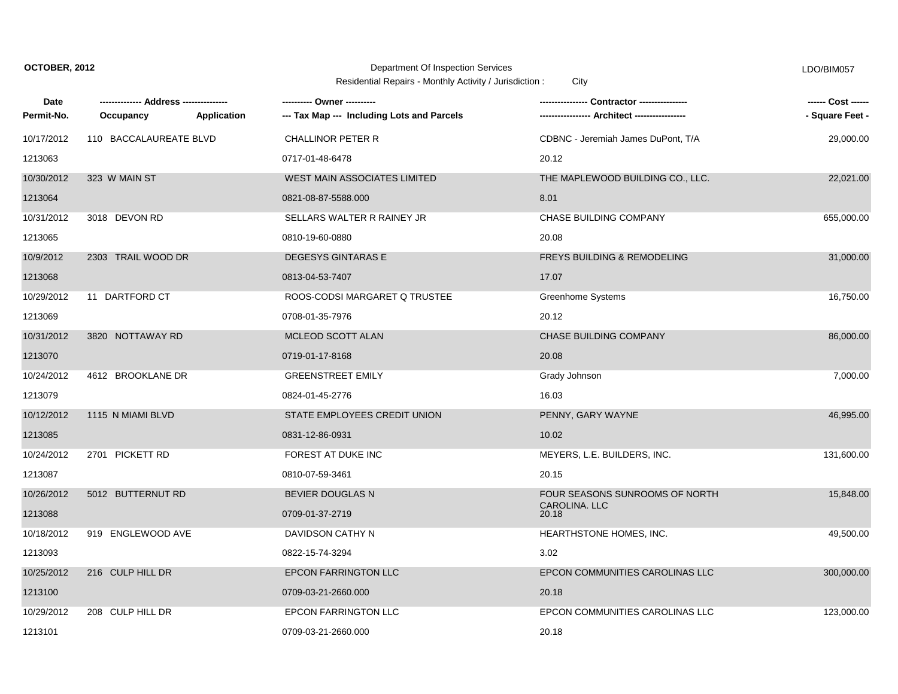**OCTOBER, 2012**

Department Of Inspection Services

Residential Repairs - Monthly Activity / Jurisdiction : City

LDO/BIM057

| Date / Permit-No. | Address / Occupancy / Application | Owner / Tax Map --- Including Lots and Parcels | Contractor / Architect | Cost / Square Feet |
|---|---|---|---|---|
| 10/17/2012 | 110 BACCALAUREATE BLVD | CHALLINOR PETER R | CDBNC - Jeremiah James DuPont, T/A | 29,000.00 |
| 1213063 | | 0717-01-48-6478 | 20.12 | |
| 10/30/2012 | 323 W MAIN ST | WEST MAIN ASSOCIATES LIMITED | THE MAPLEWOOD BUILDING CO., LLC. | 22,021.00 |
| 1213064 | | 0821-08-87-5588.000 | 8.01 | |
| 10/31/2012 | 3018 DEVON RD | SELLARS WALTER R RAINEY JR | CHASE BUILDING COMPANY | 655,000.00 |
| 1213065 | | 0810-19-60-0880 | 20.08 | |
| 10/9/2012 | 2303 TRAIL WOOD DR | DEGESYS GINTARAS E | FREYS BUILDING & REMODELING | 31,000.00 |
| 1213068 | | 0813-04-53-7407 | 17.07 | |
| 10/29/2012 | 11 DARTFORD CT | ROOS-CODSI MARGARET Q TRUSTEE | Greenhome Systems | 16,750.00 |
| 1213069 | | 0708-01-35-7976 | 20.12 | |
| 10/31/2012 | 3820 NOTTAWAY RD | MCLEOD SCOTT ALAN | CHASE BUILDING COMPANY | 86,000.00 |
| 1213070 | | 0719-01-17-8168 | 20.08 | |
| 10/24/2012 | 4612 BROOKLANE DR | GREENSTREET EMILY | Grady Johnson | 7,000.00 |
| 1213079 | | 0824-01-45-2776 | 16.03 | |
| 10/12/2012 | 1115 N MIAMI BLVD | STATE EMPLOYEES CREDIT UNION | PENNY, GARY WAYNE | 46,995.00 |
| 1213085 | | 0831-12-86-0931 | 10.02 | |
| 10/24/2012 | 2701 PICKETT RD | FOREST AT DUKE INC | MEYERS, L.E. BUILDERS, INC. | 131,600.00 |
| 1213087 | | 0810-07-59-3461 | 20.15 | |
| 10/26/2012 | 5012 BUTTERNUT RD | BEVIER DOUGLAS N | FOUR SEASONS SUNROOMS OF NORTH CAROLINA. LLC | 15,848.00 |
| 1213088 | | 0709-01-37-2719 | 20.18 | |
| 10/18/2012 | 919 ENGLEWOOD AVE | DAVIDSON CATHY N | HEARTHSTONE HOMES, INC. | 49,500.00 |
| 1213093 | | 0822-15-74-3294 | 3.02 | |
| 10/25/2012 | 216 CULP HILL DR | EPCON FARRINGTON LLC | EPCON COMMUNITIES CAROLINAS LLC | 300,000.00 |
| 1213100 | | 0709-03-21-2660.000 | 20.18 | |
| 10/29/2012 | 208 CULP HILL DR | EPCON FARRINGTON LLC | EPCON COMMUNITIES CAROLINAS LLC | 123,000.00 |
| 1213101 | | 0709-03-21-2660.000 | 20.18 | |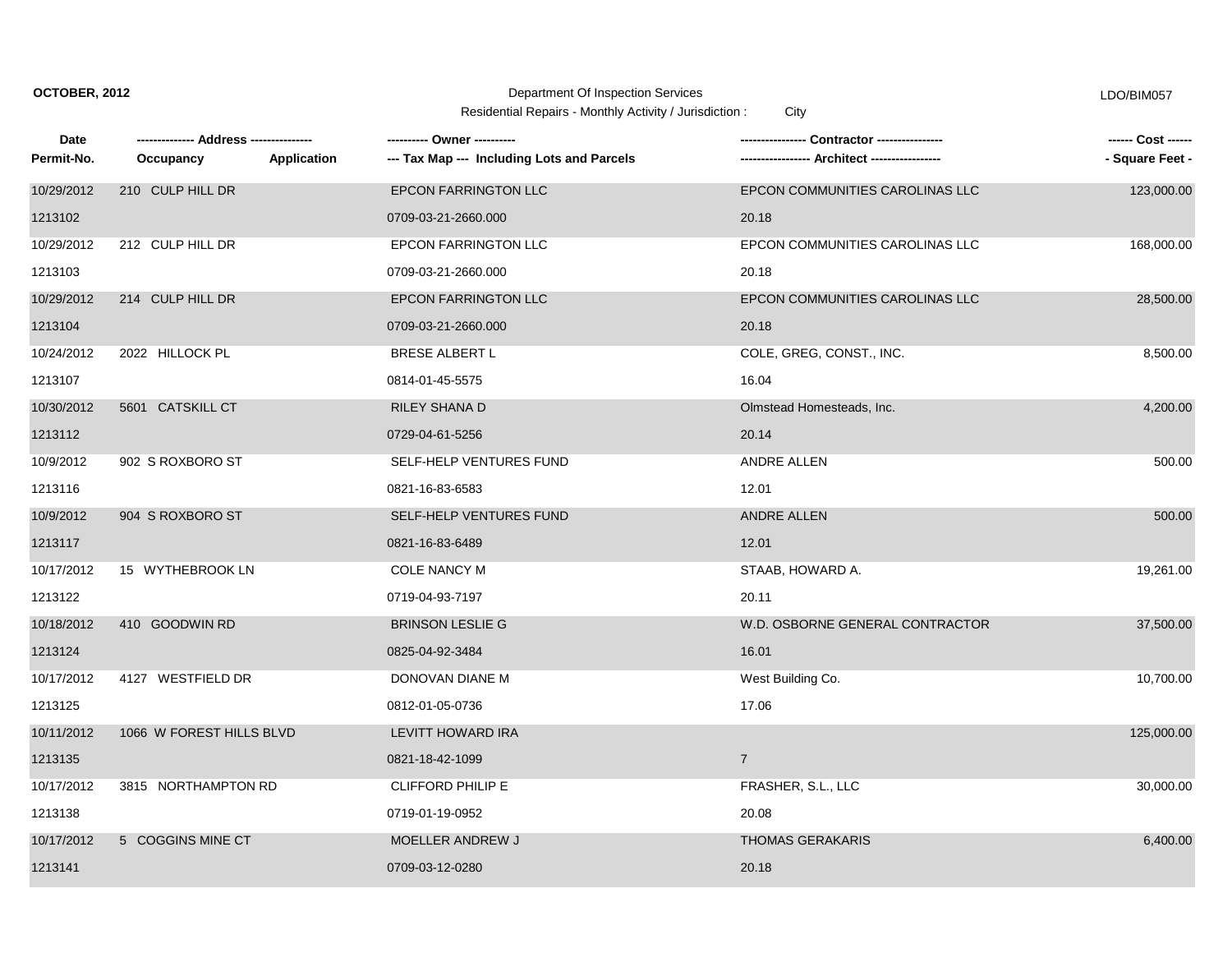**OCTOBER, 2012**

Department Of Inspection Services

Residential Repairs - Monthly Activity / Jurisdiction : City

LDO/BIM057

| Date<br>Permit-No. | ------------- Address --------------<br>Occupancy | Application | ---------- Owner ----------<br>--- Tax Map --- Including Lots and Parcels | --------------- Contractor ---------------<br>---------------- Architect ---------------- | ------ Cost ------<br>- Square Feet - |
|---|---|---|---|---|---|
| 10/29/2012<br>1213102 | 210 CULP HILL DR | | EPCON FARRINGTON LLC<br>0709-03-21-2660.000 | EPCON COMMUNITIES CAROLINAS LLC<br>20.18 | 123,000.00 |
| 10/29/2012<br>1213103 | 212 CULP HILL DR | | EPCON FARRINGTON LLC<br>0709-03-21-2660.000 | EPCON COMMUNITIES CAROLINAS LLC<br>20.18 | 168,000.00 |
| 10/29/2012<br>1213104 | 214 CULP HILL DR | | EPCON FARRINGTON LLC<br>0709-03-21-2660.000 | EPCON COMMUNITIES CAROLINAS LLC<br>20.18 | 28,500.00 |
| 10/24/2012<br>1213107 | 2022 HILLOCK PL | | BRESE ALBERT L<br>0814-01-45-5575 | COLE, GREG, CONST., INC.<br>16.04 | 8,500.00 |
| 10/30/2012<br>1213112 | 5601 CATSKILL CT | | RILEY SHANA D<br>0729-04-61-5256 | Olmstead Homesteads, Inc.<br>20.14 | 4,200.00 |
| 10/9/2012<br>1213116 | 902 S ROXBORO ST | | SELF-HELP VENTURES FUND<br>0821-16-83-6583 | ANDRE ALLEN<br>12.01 | 500.00 |
| 10/9/2012<br>1213117 | 904 S ROXBORO ST | | SELF-HELP VENTURES FUND<br>0821-16-83-6489 | ANDRE ALLEN<br>12.01 | 500.00 |
| 10/17/2012<br>1213122 | 15 WYTHEBROOK LN | | COLE NANCY M<br>0719-04-93-7197 | STAAB, HOWARD A.<br>20.11 | 19,261.00 |
| 10/18/2012<br>1213124 | 410 GOODWIN RD | | BRINSON LESLIE G<br>0825-04-92-3484 | W.D. OSBORNE GENERAL CONTRACTOR<br>16.01 | 37,500.00 |
| 10/17/2012<br>1213125 | 4127 WESTFIELD DR | | DONOVAN DIANE M<br>0812-01-05-0736 | West Building Co.<br>17.06 | 10,700.00 |
| 10/11/2012<br>1213135 | 1066 W FOREST HILLS BLVD | | LEVITT HOWARD IRA<br>0821-18-42-1099 | 7 | 125,000.00 |
| 10/17/2012<br>1213138 | 3815 NORTHAMPTON RD | | CLIFFORD PHILIP E<br>0719-01-19-0952 | FRASHER, S.L., LLC<br>20.08 | 30,000.00 |
| 10/17/2012<br>1213141 | 5 COGGINS MINE CT | | MOELLER ANDREW J<br>0709-03-12-0280 | THOMAS GERAKARIS<br>20.18 | 6,400.00 |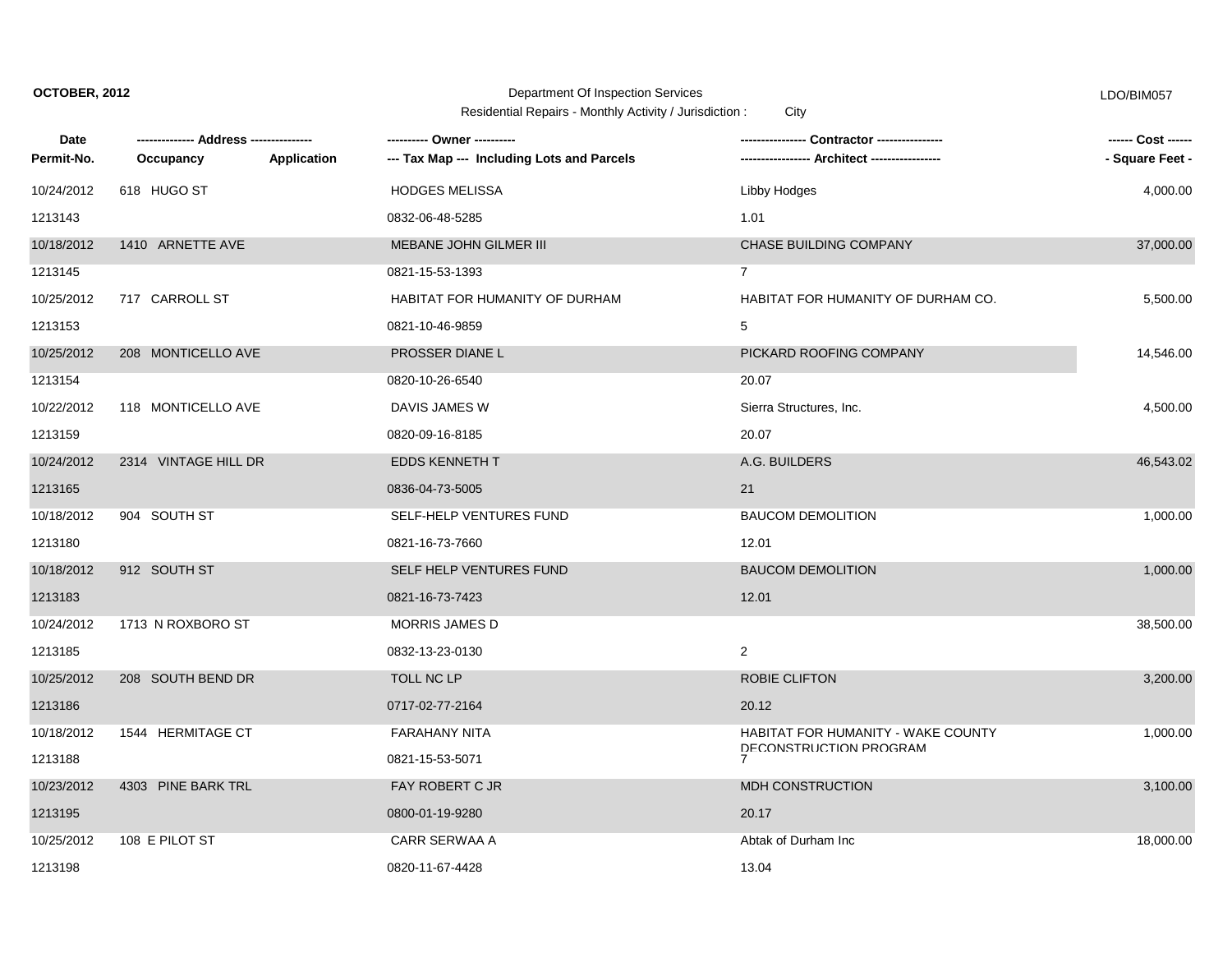**OCTOBER, 2012**

Department Of Inspection Services

Residential Repairs - Monthly Activity / Jurisdiction : City

LDO/BIM057

| Date / Permit-No. | Address / Occupancy / Application | Owner / Tax Map --- Including Lots and Parcels | Contractor / Architect | Cost / Square Feet |
|---|---|---|---|---|
| 10/24/2012 | 618 HUGO ST | HODGES MELISSA | Libby Hodges | 4,000.00 |
| 1213143 | | 0832-06-48-5285 | 1.01 | |
| 10/18/2012 | 1410 ARNETTE AVE | MEBANE JOHN GILMER III | CHASE BUILDING COMPANY | 37,000.00 |
| 1213145 | | 0821-15-53-1393 | 7 | |
| 10/25/2012 | 717 CARROLL ST | HABITAT FOR HUMANITY OF DURHAM | HABITAT FOR HUMANITY OF DURHAM CO. | 5,500.00 |
| 1213153 | | 0821-10-46-9859 | 5 | |
| 10/25/2012 | 208 MONTICELLO AVE | PROSSER DIANE L | PICKARD ROOFING COMPANY | 14,546.00 |
| 1213154 | | 0820-10-26-6540 | 20.07 | |
| 10/22/2012 | 118 MONTICELLO AVE | DAVIS JAMES W | Sierra Structures, Inc. | 4,500.00 |
| 1213159 | | 0820-09-16-8185 | 20.07 | |
| 10/24/2012 | 2314 VINTAGE HILL DR | EDDS KENNETH T | A.G. BUILDERS | 46,543.02 |
| 1213165 | | 0836-04-73-5005 | 21 | |
| 10/18/2012 | 904 SOUTH ST | SELF-HELP VENTURES FUND | BAUCOM DEMOLITION | 1,000.00 |
| 1213180 | | 0821-16-73-7660 | 12.01 | |
| 10/18/2012 | 912 SOUTH ST | SELF HELP VENTURES FUND | BAUCOM DEMOLITION | 1,000.00 |
| 1213183 | | 0821-16-73-7423 | 12.01 | |
| 10/24/2012 | 1713 N ROXBORO ST | MORRIS JAMES D | | 38,500.00 |
| 1213185 | | 0832-13-23-0130 | 2 | |
| 10/25/2012 | 208 SOUTH BEND DR | TOLL NC LP | ROBIE CLIFTON | 3,200.00 |
| 1213186 | | 0717-02-77-2164 | 20.12 | |
| 10/18/2012 | 1544 HERMITAGE CT | FARAHANY NITA | HABITAT FOR HUMANITY - WAKE COUNTY DECONSTRUCTION PROGRAM | 1,000.00 |
| 1213188 | | 0821-15-53-5071 | 7 | |
| 10/23/2012 | 4303 PINE BARK TRL | FAY ROBERT C JR | MDH CONSTRUCTION | 3,100.00 |
| 1213195 | | 0800-01-19-9280 | 20.17 | |
| 10/25/2012 | 108 E PILOT ST | CARR SERWAA A | Abtak of Durham Inc | 18,000.00 |
| 1213198 | | 0820-11-67-4428 | 13.04 | |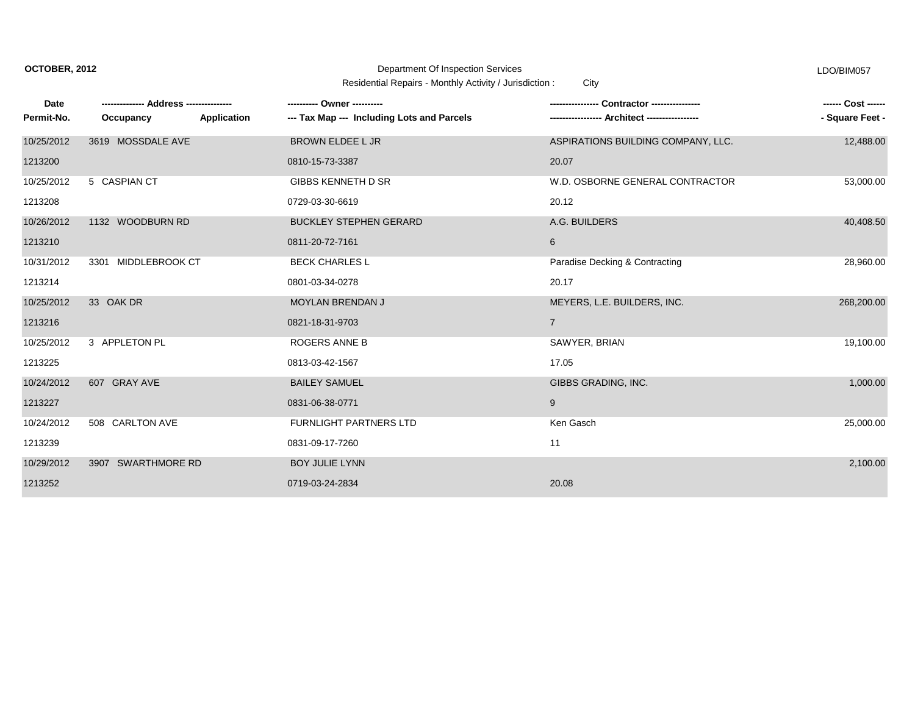**OCTOBER, 2012**

Department Of Inspection Services

Residential Repairs - Monthly Activity / Jurisdiction : City

LDO/BIM057

| Date / Permit-No. | Address / Occupancy | Application | Owner / Tax Map Including Lots and Parcels | Contractor / Architect | Cost / Square Feet |
|---|---|---|---|---|---|
| 10/25/2012 | 3619 MOSSDALE AVE | | BROWN ELDEE L JR | ASPIRATIONS BUILDING COMPANY, LLC. | 12,488.00 |
| 1213200 | | | 0810-15-73-3387 | 20.07 | |
| 10/25/2012 | 5 CASPIAN CT | | GIBBS KENNETH D SR | W.D. OSBORNE GENERAL CONTRACTOR | 53,000.00 |
| 1213208 | | | 0729-03-30-6619 | 20.12 | |
| 10/26/2012 | 1132 WOODBURN RD | | BUCKLEY STEPHEN GERARD | A.G. BUILDERS | 40,408.50 |
| 1213210 | | | 0811-20-72-7161 | 6 | |
| 10/31/2012 | 3301 MIDDLEBROOK CT | | BECK CHARLES L | Paradise Decking & Contracting | 28,960.00 |
| 1213214 | | | 0801-03-34-0278 | 20.17 | |
| 10/25/2012 | 33 OAK DR | | MOYLAN BRENDAN J | MEYERS, L.E. BUILDERS, INC. | 268,200.00 |
| 1213216 | | | 0821-18-31-9703 | 7 | |
| 10/25/2012 | 3 APPLETON PL | | ROGERS ANNE B | SAWYER, BRIAN | 19,100.00 |
| 1213225 | | | 0813-03-42-1567 | 17.05 | |
| 10/24/2012 | 607 GRAY AVE | | BAILEY SAMUEL | GIBBS GRADING, INC. | 1,000.00 |
| 1213227 | | | 0831-06-38-0771 | 9 | |
| 10/24/2012 | 508 CARLTON AVE | | FURNLIGHT PARTNERS LTD | Ken Gasch | 25,000.00 |
| 1213239 | | | 0831-09-17-7260 | 11 | |
| 10/29/2012 | 3907 SWARTHMORE RD | | BOY JULIE LYNN | | 2,100.00 |
| 1213252 | | | 0719-03-24-2834 | 20.08 | |